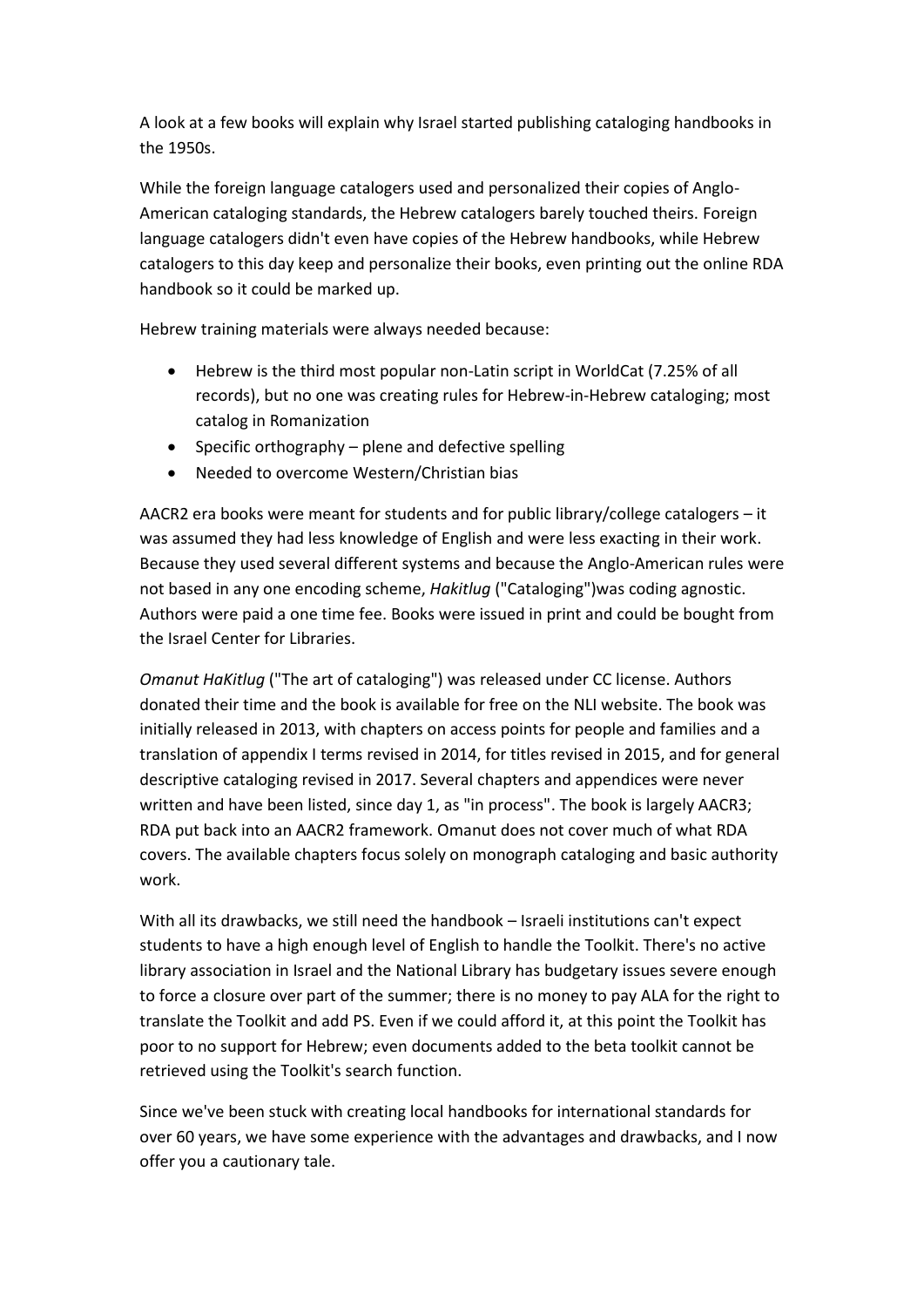A look at a few books will explain why Israel started publishing cataloging handbooks in the 1950s.

While the foreign language catalogers used and personalized their copies of Anglo-American cataloging standards, the Hebrew catalogers barely touched theirs. Foreign language catalogers didn't even have copies of the Hebrew handbooks, while Hebrew catalogers to this day keep and personalize their books, even printing out the online RDA handbook so it could be marked up.

Hebrew training materials were always needed because:

- Hebrew is the third most popular non-Latin script in WorldCat (7.25% of all records), but no one was creating rules for Hebrew-in-Hebrew cataloging; most catalog in Romanization
- Specific orthography – plene and defective spelling
- Needed to overcome Western/Christian bias

AACR2 era books were meant for students and for public library/college catalogers – it was assumed they had less knowledge of English and were less exacting in their work. Because they used several different systems and because the Anglo-American rules were not based in any one encoding scheme, *Hakitlug* ("Cataloging")was coding agnostic. Authors were paid a one time fee. Books were issued in print and could be bought from the Israel Center for Libraries.

*Omanut HaKitlug* ("The art of cataloging") was released under CC license. Authors donated their time and the book is available for free on the NLI website. The book was initially released in 2013, with chapters on access points for people and families and a translation of appendix I terms revised in 2014, for titles revised in 2015, and for general descriptive cataloging revised in 2017. Several chapters and appendices were never written and have been listed, since day 1, as "in process". The book is largely AACR3; RDA put back into an AACR2 framework. Omanut does not cover much of what RDA covers. The available chapters focus solely on monograph cataloging and basic authority work.

With all its drawbacks, we still need the handbook – Israeli institutions can't expect students to have a high enough level of English to handle the Toolkit. There's no active library association in Israel and the National Library has budgetary issues severe enough to force a closure over part of the summer; there is no money to pay ALA for the right to translate the Toolkit and add PS. Even if we could afford it, at this point the Toolkit has poor to no support for Hebrew; even documents added to the beta toolkit cannot be retrieved using the Toolkit's search function.

Since we've been stuck with creating local handbooks for international standards for over 60 years, we have some experience with the advantages and drawbacks, and I now offer you a cautionary tale.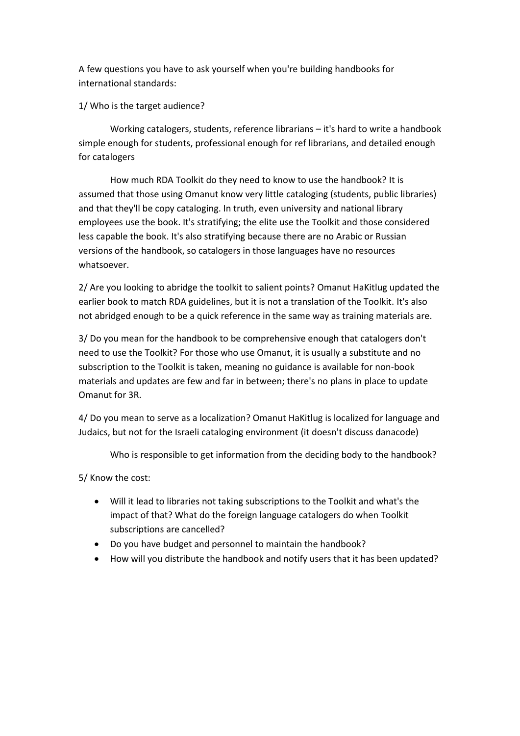A few questions you have to ask yourself when you're building handbooks for international standards:

1/ Who is the target audience?

Working catalogers, students, reference librarians – it's hard to write a handbook simple enough for students, professional enough for ref librarians, and detailed enough for catalogers

How much RDA Toolkit do they need to know to use the handbook? It is assumed that those using Omanut know very little cataloging (students, public libraries) and that they'll be copy cataloging. In truth, even university and national library employees use the book. It's stratifying; the elite use the Toolkit and those considered less capable the book. It's also stratifying because there are no Arabic or Russian versions of the handbook, so catalogers in those languages have no resources whatsoever.

2/ Are you looking to abridge the toolkit to salient points? Omanut HaKitlug updated the earlier book to match RDA guidelines, but it is not a translation of the Toolkit. It's also not abridged enough to be a quick reference in the same way as training materials are.

3/ Do you mean for the handbook to be comprehensive enough that catalogers don't need to use the Toolkit? For those who use Omanut, it is usually a substitute and no subscription to the Toolkit is taken, meaning no guidance is available for non-book materials and updates are few and far in between; there's no plans in place to update Omanut for 3R.

4/ Do you mean to serve as a localization? Omanut HaKitlug is localized for language and Judaics, but not for the Israeli cataloging environment (it doesn't discuss danacode)

Who is responsible to get information from the deciding body to the handbook?

5/ Know the cost:

- Will it lead to libraries not taking subscriptions to the Toolkit and what's the impact of that? What do the foreign language catalogers do when Toolkit subscriptions are cancelled?
- Do you have budget and personnel to maintain the handbook?
- How will you distribute the handbook and notify users that it has been updated?